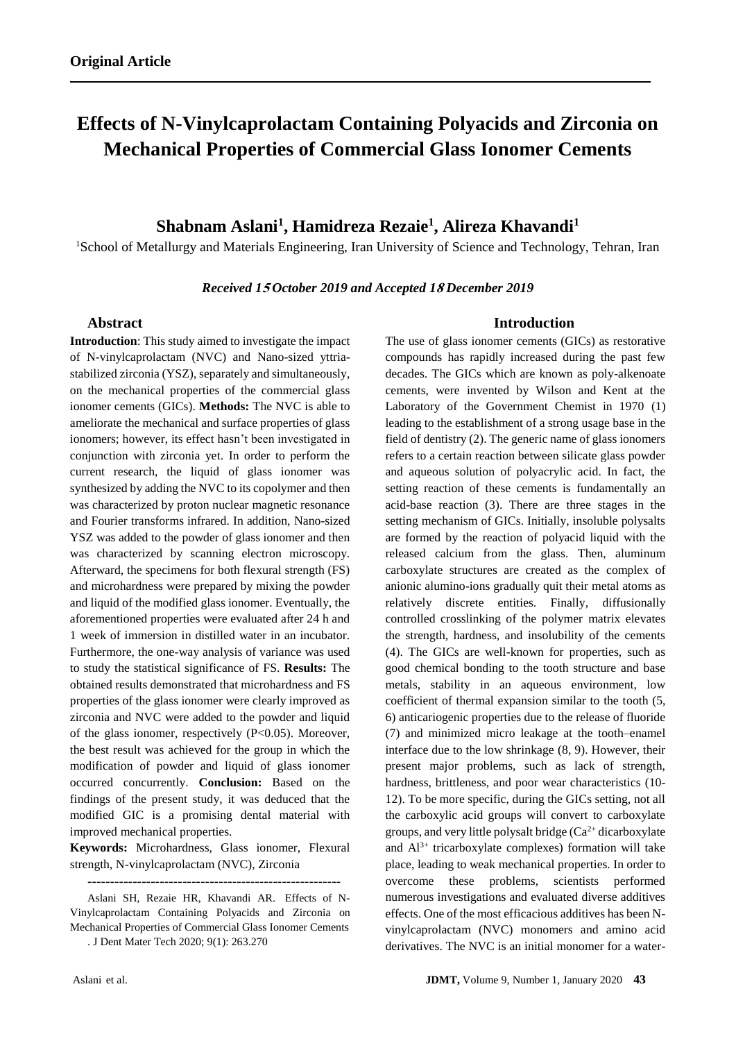**Original Article**

# Effects of N-Vinylcaprolactam Containing Polyacids and Zirconia on Mechanical Properties of Commercial Glass Ionomer Cements

## Shabnam Aslani[1], Hamidreza Rezaie[1], Alireza Khavandi[1]

[1]School of Metallurgy and Materials Engineering, Iran University of Science and Technology, Tehran, Iran

***Received 15 October 2019 and Accepted 18 December 2019***

## Abstract

**Introduction**: This study aimed to investigate the impact of N-vinylcaprolactam (NVC) and Nano-sized yttria-stabilized zirconia (YSZ), separately and simultaneously, on the mechanical properties of the commercial glass ionomer cements (GICs). **Methods:** The NVC is able to ameliorate the mechanical and surface properties of glass ionomers; however, its effect hasn't been investigated in conjunction with zirconia yet. In order to perform the current research, the liquid of glass ionomer was synthesized by adding the NVC to its copolymer and then was characterized by proton nuclear magnetic resonance and Fourier transforms infrared. In addition, Nano-sized YSZ was added to the powder of glass ionomer and then was characterized by scanning electron microscopy. Afterward, the specimens for both flexural strength (FS) and microhardness were prepared by mixing the powder and liquid of the modified glass ionomer. Eventually, the aforementioned properties were evaluated after 24 h and 1 week of immersion in distilled water in an incubator. Furthermore, the one-way analysis of variance was used to study the statistical significance of FS. **Results:** The obtained results demonstrated that microhardness and FS properties of the glass ionomer were clearly improved as zirconia and NVC were added to the powder and liquid of the glass ionomer, respectively ($P<0.05$). Moreover, the best result was achieved for the group in which the modification of powder and liquid of glass ionomer occurred concurrently. **Conclusion:** Based on the findings of the present study, it was deduced that the modified GIC is a promising dental material with improved mechanical properties.

**Keywords:** Microhardness, Glass ionomer, Flexural strength, N-vinylcaprolactam (NVC), Zirconia

---

Aslani SH, Rezaie HR, Khavandi AR. Effects of N-Vinylcaprolactam Containing Polyacids and Zirconia on Mechanical Properties of Commercial Glass Ionomer Cements . J Dent Mater Tech 2020; 9(1): 263.270

## Introduction

The use of glass ionomer cements (GICs) as restorative compounds has rapidly increased during the past few decades. The GICs which are known as poly-alkenoate cements, were invented by Wilson and Kent at the Laboratory of the Government Chemist in 1970 (1) leading to the establishment of a strong usage base in the field of dentistry (2). The generic name of glass ionomers refers to a certain reaction between silicate glass powder and aqueous solution of polyacrylic acid. In fact, the setting reaction of these cements is fundamentally an acid-base reaction (3). There are three stages in the setting mechanism of GICs. Initially, insoluble polysalts are formed by the reaction of polyacid liquid with the released calcium from the glass. Then, aluminum carboxylate structures are created as the complex of anionic alumino-ions gradually quit their metal atoms as relatively discrete entities. Finally, diffusionally controlled crosslinking of the polymer matrix elevates the strength, hardness, and insolubility of the cements (4). The GICs are well-known for properties, such as good chemical bonding to the tooth structure and base metals, stability in an aqueous environment, low coefficient of thermal expansion similar to the tooth (5, 6) anticariogenic properties due to the release of fluoride (7) and minimized micro leakage at the tooth–enamel interface due to the low shrinkage (8, 9). However, their present major problems, such as lack of strength, hardness, brittleness, and poor wear characteristics (10-12). To be more specific, during the GICs setting, not all the carboxylic acid groups will convert to carboxylate groups, and very little polysalt bridge ($Ca^{2+}$ dicarboxylate and $Al^{3+}$ tricarboxylate complexes) formation will take place, leading to weak mechanical properties. In order to overcome these problems, scientists performed numerous investigations and evaluated diverse additives effects. One of the most efficacious additives has been N-vinylcaprolactam (NVC) monomers and amino acid derivatives. The NVC is an initial monomer for a water-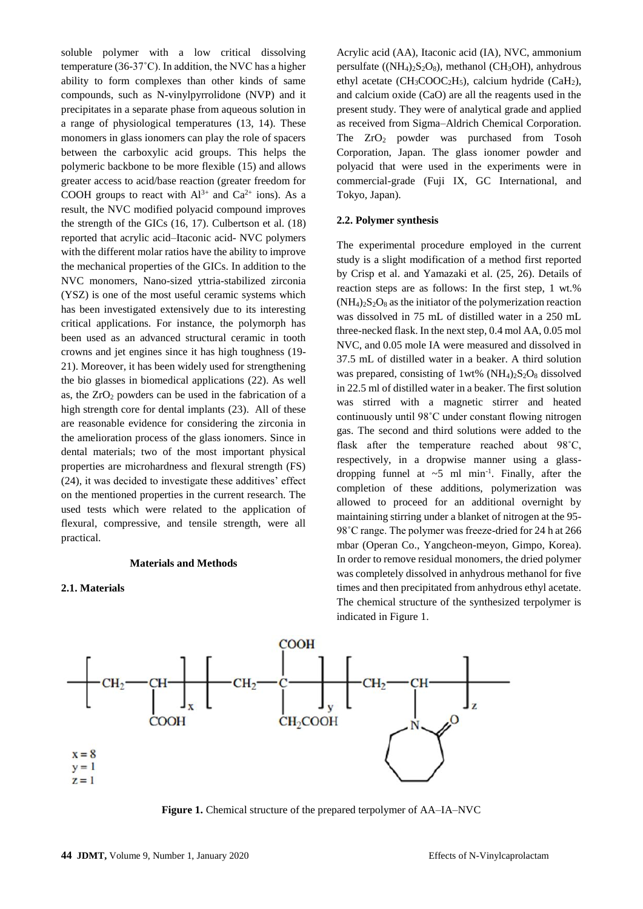soluble polymer with a low critical dissolving temperature (36-37˚C). In addition, the NVC has a higher ability to form complexes than other kinds of same compounds, such as N-vinylpyrrolidone (NVP) and it precipitates in a separate phase from aqueous solution in a range of physiological temperatures (13, 14). These monomers in glass ionomers can play the role of spacers between the carboxylic acid groups. This helps the polymeric backbone to be more flexible (15) and allows greater access to acid/base reaction (greater freedom for COOH groups to react with $Al^{3+}$ and $Ca^{2+}$ ions). As a result, the NVC modified polyacid compound improves the strength of the GICs (16, 17). Culbertson et al. (18) reported that acrylic acid–Itaconic acid- NVC polymers with the different molar ratios have the ability to improve the mechanical properties of the GICs. In addition to the NVC monomers, Nano-sized yttria-stabilized zirconia (YSZ) is one of the most useful ceramic systems which has been investigated extensively due to its interesting critical applications. For instance, the polymorph has been used as an advanced structural ceramic in tooth crowns and jet engines since it has high toughness (19-21). Moreover, it has been widely used for strengthening the bio glasses in biomedical applications (22). As well as, the $ZrO_2$ powders can be used in the fabrication of a high strength core for dental implants (23). All of these are reasonable evidence for considering the zirconia in the amelioration process of the glass ionomers. Since in dental materials; two of the most important physical properties are microhardness and flexural strength (FS) (24), it was decided to investigate these additives' effect on the mentioned properties in the current research. The used tests which were related to the application of flexural, compressive, and tensile strength, were all practical.

## Materials and Methods

### 2.1. Materials

Acrylic acid (AA), Itaconic acid (IA), NVC, ammonium persulfate ($(NH_4)_2S_2O_8$), methanol ($CH_3OH$), anhydrous ethyl acetate ($CH_3COOC_2H_5$), calcium hydride ($CaH_2$), and calcium oxide (CaO) are all the reagents used in the present study. They were of analytical grade and applied as received from Sigma–Aldrich Chemical Corporation. The $ZrO_2$ powder was purchased from Tosoh Corporation, Japan. The glass ionomer powder and polyacid that were used in the experiments were in commercial-grade (Fuji IX, GC International, and Tokyo, Japan).

### 2.2. Polymer synthesis

The experimental procedure employed in the current study is a slight modification of a method first reported by Crisp et al. and Yamazaki et al. (25, 26). Details of reaction steps are as follows: In the first step, 1 wt.% $(NH_4)_2S_2O_8$ as the initiator of the polymerization reaction was dissolved in 75 mL of distilled water in a 250 mL three-necked flask. In the next step, 0.4 mol AA, 0.05 mol NVC, and 0.05 mole IA were measured and dissolved in 37.5 mL of distilled water in a beaker. A third solution was prepared, consisting of 1wt% $(NH_4)_2S_2O_8$ dissolved in 22.5 ml of distilled water in a beaker. The first solution was stirred with a magnetic stirrer and heated continuously until 98˚C under constant flowing nitrogen gas. The second and third solutions were added to the flask after the temperature reached about 98˚C, respectively, in a dropwise manner using a glass-dropping funnel at ~5 ml $min^{-1}$. Finally, after the completion of these additions, polymerization was allowed to proceed for an additional overnight by maintaining stirring under a blanket of nitrogen at the 95-98˚C range. The polymer was freeze-dried for 24 h at 266 mbar (Operan Co., Yangcheon-meyon, Gimpo, Korea). In order to remove residual monomers, the dried polymer was completely dissolved in anhydrous methanol for five times and then precipitated from anhydrous ethyl acetate. The chemical structure of the synthesized terpolymer is indicated in Figure 1.

$$\left[ -CH_2-\underset{COOH}{CH}- \right]_x \left[ -CH_2-\underset{CH_2COOH}{\overset{COOH}{C}}- \right]_y \left[ -CH_2-\underset{N\text{-caprolactam}}{CH}- \right]_z$$

x = 8
y = 1
z = 1

**Figure 1.** Chemical structure of the prepared terpolymer of AA–IA–NVC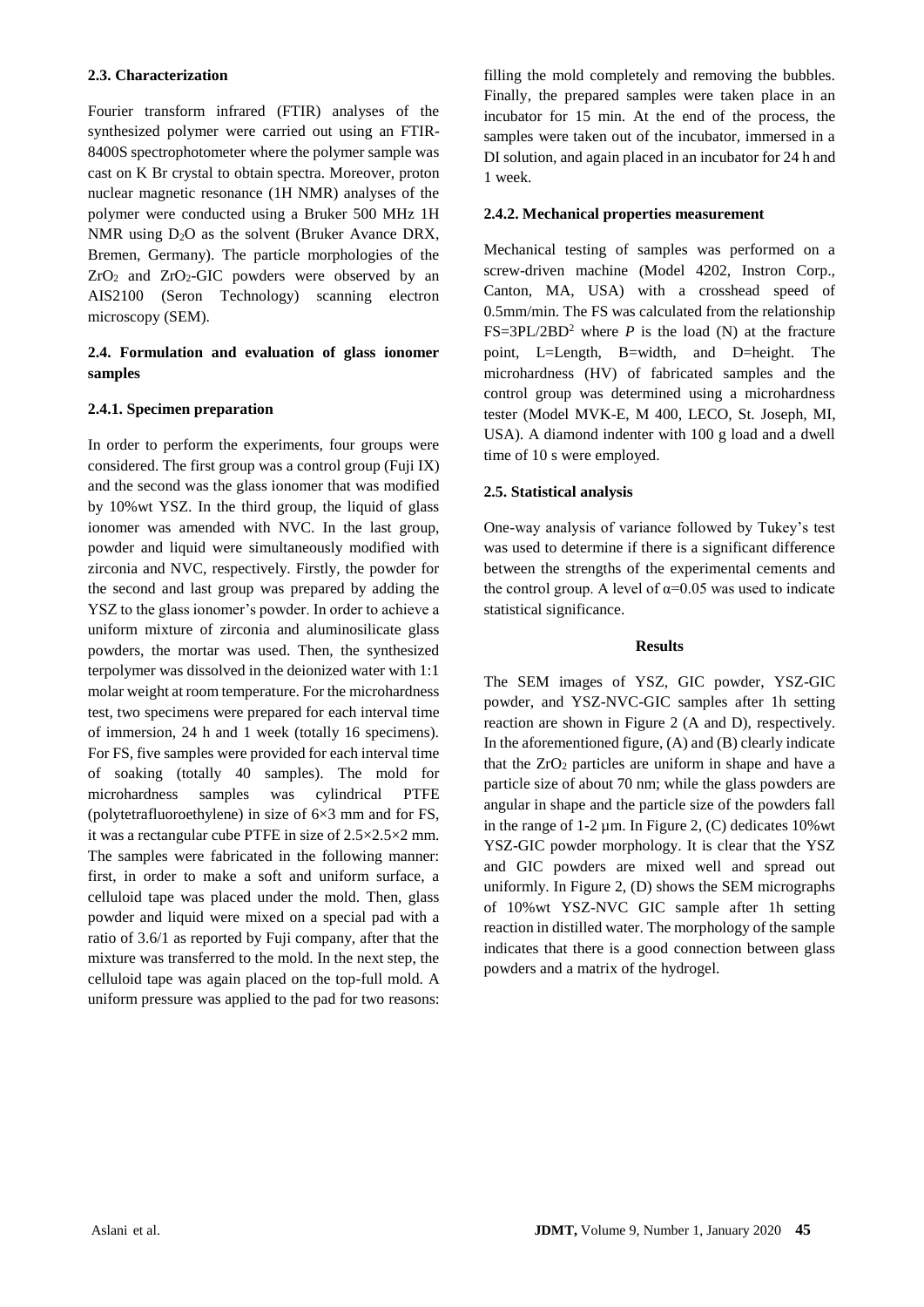### 2.3. Characterization

Fourier transform infrared (FTIR) analyses of the synthesized polymer were carried out using an FTIR-8400S spectrophotometer where the polymer sample was cast on K Br crystal to obtain spectra. Moreover, proton nuclear magnetic resonance (1H NMR) analyses of the polymer were conducted using a Bruker 500 MHz 1H NMR using $D_2O$ as the solvent (Bruker Avance DRX, Bremen, Germany). The particle morphologies of the $ZrO_2$ and $ZrO_2$-GIC powders were observed by an AIS2100 (Seron Technology) scanning electron microscopy (SEM).

### 2.4. Formulation and evaluation of glass ionomer samples

#### 2.4.1. Specimen preparation

In order to perform the experiments, four groups were considered. The first group was a control group (Fuji IX) and the second was the glass ionomer that was modified by 10%wt YSZ. In the third group, the liquid of glass ionomer was amended with NVC. In the last group, powder and liquid were simultaneously modified with zirconia and NVC, respectively. Firstly, the powder for the second and last group was prepared by adding the YSZ to the glass ionomer's powder. In order to achieve a uniform mixture of zirconia and aluminosilicate glass powders, the mortar was used. Then, the synthesized terpolymer was dissolved in the deionized water with 1:1 molar weight at room temperature. For the microhardness test, two specimens were prepared for each interval time of immersion, 24 h and 1 week (totally 16 specimens). For FS, five samples were provided for each interval time of soaking (totally 40 samples). The mold for microhardness samples was cylindrical PTFE (polytetrafluoroethylene) in size of 6×3 mm and for FS, it was a rectangular cube PTFE in size of 2.5×2.5×2 mm. The samples were fabricated in the following manner: first, in order to make a soft and uniform surface, a celluloid tape was placed under the mold. Then, glass powder and liquid were mixed on a special pad with a ratio of 3.6/1 as reported by Fuji company, after that the mixture was transferred to the mold. In the next step, the celluloid tape was again placed on the top-full mold. A uniform pressure was applied to the pad for two reasons: filling the mold completely and removing the bubbles. Finally, the prepared samples were taken place in an incubator for 15 min. At the end of the process, the samples were taken out of the incubator, immersed in a DI solution, and again placed in an incubator for 24 h and 1 week.

#### 2.4.2. Mechanical properties measurement

Mechanical testing of samples was performed on a screw-driven machine (Model 4202, Instron Corp., Canton, MA, USA) with a crosshead speed of 0.5mm/min. The FS was calculated from the relationship $FS=3PL/2BD^2$ where $P$ is the load (N) at the fracture point, L=Length, B=width, and D=height. The microhardness (HV) of fabricated samples and the control group was determined using a microhardness tester (Model MVK-E, M 400, LECO, St. Joseph, MI, USA). A diamond indenter with 100 g load and a dwell time of 10 s were employed.

### 2.5. Statistical analysis

One-way analysis of variance followed by Tukey's test was used to determine if there is a significant difference between the strengths of the experimental cements and the control group. A level of $\alpha=0.05$ was used to indicate statistical significance.

## Results

The SEM images of YSZ, GIC powder, YSZ-GIC powder, and YSZ-NVC-GIC samples after 1h setting reaction are shown in Figure 2 (A and D), respectively. In the aforementioned figure, (A) and (B) clearly indicate that the $ZrO_2$ particles are uniform in shape and have a particle size of about 70 nm; while the glass powders are angular in shape and the particle size of the powders fall in the range of 1-2 µm. In Figure 2, (C) dedicates 10%wt YSZ-GIC powder morphology. It is clear that the YSZ and GIC powders are mixed well and spread out uniformly. In Figure 2, (D) shows the SEM micrographs of 10%wt YSZ-NVC GIC sample after 1h setting reaction in distilled water. The morphology of the sample indicates that there is a good connection between glass powders and a matrix of the hydrogel.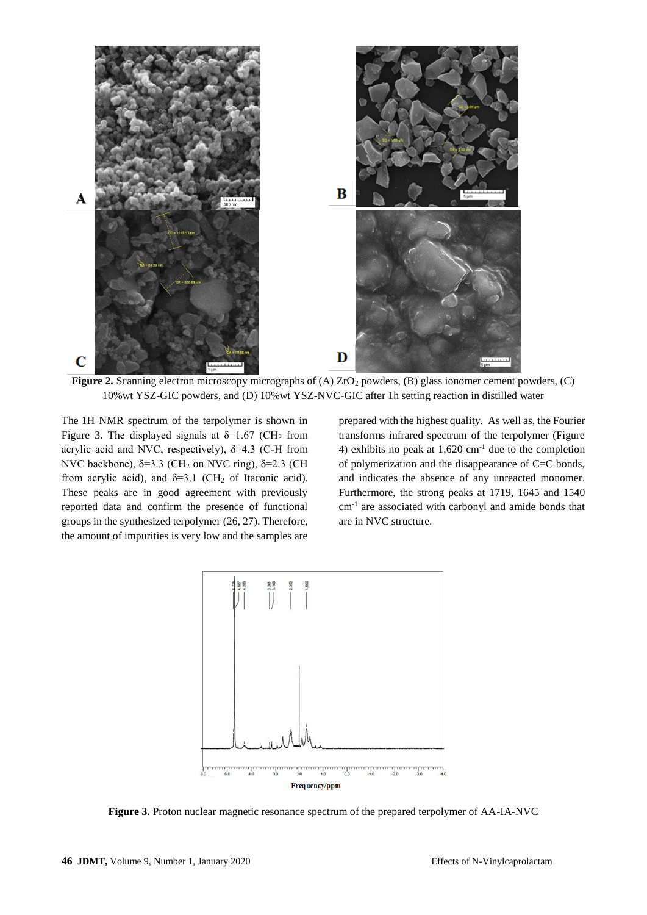**Figure 2.** Scanning electron microscopy micrographs of (A) $ZrO_2$ powders, (B) glass ionomer cement powders, (C) 10%wt YSZ-GIC powders, and (D) 10%wt YSZ-NVC-GIC after 1h setting reaction in distilled water

The 1H NMR spectrum of the terpolymer is shown in Figure 3. The displayed signals at $\delta$=1.67 ($CH_2$ from acrylic acid and NVC, respectively), $\delta$=4.3 (C-H from NVC backbone), $\delta$=3.3 ($CH_2$ on NVC ring), $\delta$=2.3 (CH from acrylic acid), and $\delta$=3.1 ($CH_2$ of Itaconic acid). These peaks are in good agreement with previously reported data and confirm the presence of functional groups in the synthesized terpolymer (26, 27). Therefore, the amount of impurities is very low and the samples are prepared with the highest quality. As well as, the Fourier transforms infrared spectrum of the terpolymer (Figure 4) exhibits no peak at 1,620 $cm^{-1}$ due to the completion of polymerization and the disappearance of C=C bonds, and indicates the absence of any unreacted monomer. Furthermore, the strong peaks at 1719, 1645 and 1540 $cm^{-1}$ are associated with carbonyl and amide bonds that are in NVC structure.

**Figure 3.** Proton nuclear magnetic resonance spectrum of the prepared terpolymer of AA-IA-NVC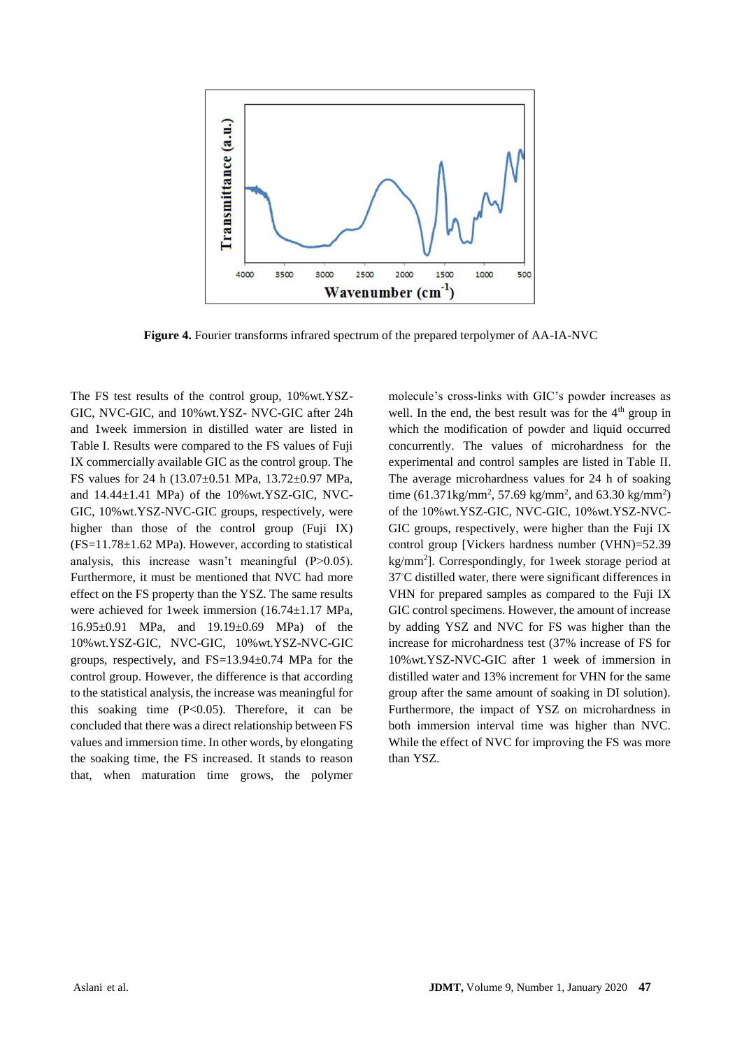**Figure 4.** Fourier transforms infrared spectrum of the prepared terpolymer of AA-IA-NVC

The FS test results of the control group, 10%wt.YSZ-GIC, NVC-GIC, and 10%wt.YSZ- NVC-GIC after 24h and 1week immersion in distilled water are listed in Table I. Results were compared to the FS values of Fuji IX commercially available GIC as the control group. The FS values for 24 h (13.07±0.51 MPa, 13.72±0.97 MPa, and 14.44±1.41 MPa) of the 10%wt.YSZ-GIC, NVC-GIC, 10%wt.YSZ-NVC-GIC groups, respectively, were higher than those of the control group (Fuji IX) (FS=11.78±1.62 MPa). However, according to statistical analysis, this increase wasn't meaningful ($P>0.05$). Furthermore, it must be mentioned that NVC had more effect on the FS property than the YSZ. The same results were achieved for 1week immersion (16.74±1.17 MPa, 16.95±0.91 MPa, and 19.19±0.69 MPa) of the 10%wt.YSZ-GIC, NVC-GIC, 10%wt.YSZ-NVC-GIC groups, respectively, and FS=13.94±0.74 MPa for the control group. However, the difference is that according to the statistical analysis, the increase was meaningful for this soaking time ($P<0.05$). Therefore, it can be concluded that there was a direct relationship between FS values and immersion time. In other words, by elongating the soaking time, the FS increased. It stands to reason that, when maturation time grows, the polymer molecule's cross-links with GIC's powder increases as well. In the end, the best result was for the 4th group in which the modification of powder and liquid occurred concurrently. The values of microhardness for the experimental and control samples are listed in Table II. The average microhardness values for 24 h of soaking time (61.371kg/mm$^2$, 57.69 kg/mm$^2$, and 63.30 kg/mm$^2$) of the 10%wt.YSZ-GIC, NVC-GIC, 10%wt.YSZ-NVC-GIC groups, respectively, were higher than the Fuji IX control group [Vickers hardness number (VHN)=52.39 kg/mm$^2$]. Correspondingly, for 1week storage period at 37°C distilled water, there were significant differences in VHN for prepared samples as compared to the Fuji IX GIC control specimens. However, the amount of increase by adding YSZ and NVC for FS was higher than the increase for microhardness test (37% increase of FS for 10%wt.YSZ-NVC-GIC after 1 week of immersion in distilled water and 13% increment for VHN for the same group after the same amount of soaking in DI solution). Furthermore, the impact of YSZ on microhardness in both immersion interval time was higher than NVC. While the effect of NVC for improving the FS was more than YSZ.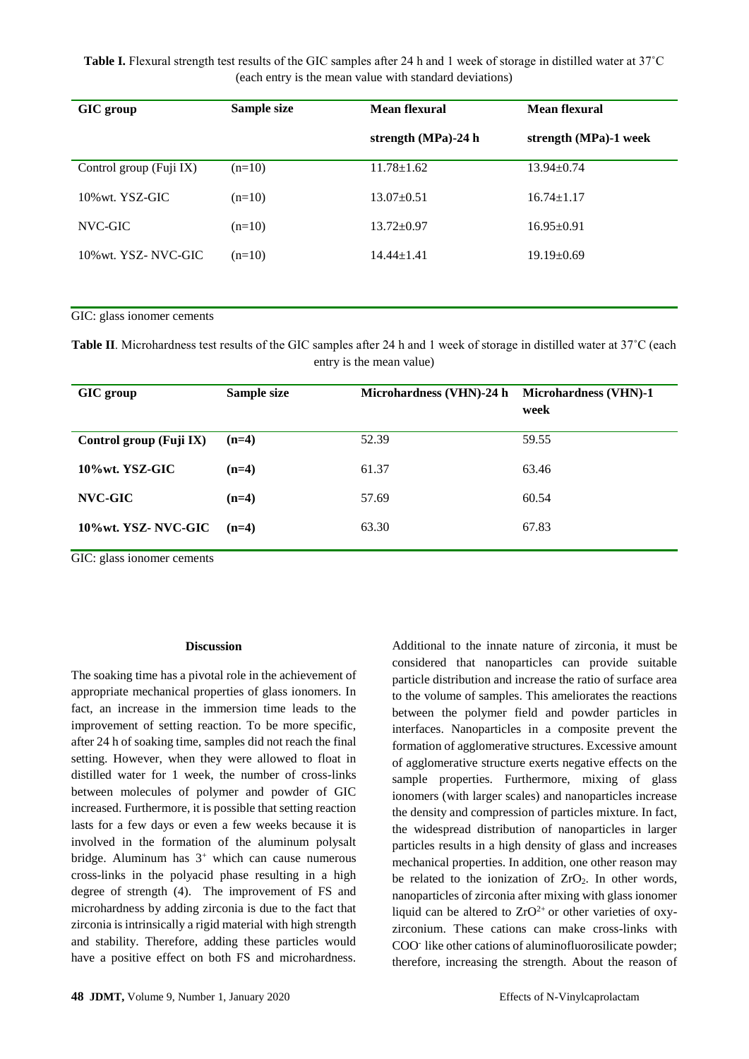**Table I.** Flexural strength test results of the GIC samples after 24 h and 1 week of storage in distilled water at 37˚C (each entry is the mean value with standard deviations)

| GIC group | Sample size | Mean flexural strength (MPa)-24 h | Mean flexural strength (MPa)-1 week |
|---|---|---|---|
| Control group (Fuji IX) | (n=10) | 11.78±1.62 | 13.94±0.74 |
| 10%wt. YSZ-GIC | (n=10) | 13.07±0.51 | 16.74±1.17 |
| NVC-GIC | (n=10) | 13.72±0.97 | 16.95±0.91 |
| 10%wt. YSZ- NVC-GIC | (n=10) | 14.44±1.41 | 19.19±0.69 |

GIC: glass ionomer cements

**Table II**. Microhardness test results of the GIC samples after 24 h and 1 week of storage in distilled water at 37˚C (each entry is the mean value)

| GIC group | Sample size | Microhardness (VHN)-24 h | Microhardness (VHN)-1 week |
|---|---|---|---|
| **Control group (Fuji IX)** | **(n=4)** | 52.39 | 59.55 |
| **10%wt. YSZ-GIC** | **(n=4)** | 61.37 | 63.46 |
| **NVC-GIC** | **(n=4)** | 57.69 | 60.54 |
| **10%wt. YSZ- NVC-GIC** | **(n=4)** | 63.30 | 67.83 |

GIC: glass ionomer cements

## Discussion

The soaking time has a pivotal role in the achievement of appropriate mechanical properties of glass ionomers. In fact, an increase in the immersion time leads to the improvement of setting reaction. To be more specific, after 24 h of soaking time, samples did not reach the final setting. However, when they were allowed to float in distilled water for 1 week, the number of cross-links between molecules of polymer and powder of GIC increased. Furthermore, it is possible that setting reaction lasts for a few days or even a few weeks because it is involved in the formation of the aluminum polysalt bridge. Aluminum has $3^{+}$ which can cause numerous cross-links in the polyacid phase resulting in a high degree of strength (4). The improvement of FS and microhardness by adding zirconia is due to the fact that zirconia is intrinsically a rigid material with high strength and stability. Therefore, adding these particles would have a positive effect on both FS and microhardness. Additional to the innate nature of zirconia, it must be considered that nanoparticles can provide suitable particle distribution and increase the ratio of surface area to the volume of samples. This ameliorates the reactions between the polymer field and powder particles in interfaces. Nanoparticles in a composite prevent the formation of agglomerative structures. Excessive amount of agglomerative structure exerts negative effects on the sample properties. Furthermore, mixing of glass ionomers (with larger scales) and nanoparticles increase the density and compression of particles mixture. In fact, the widespread distribution of nanoparticles in larger particles results in a high density of glass and increases mechanical properties. In addition, one other reason may be related to the ionization of $ZrO_2$. In other words, nanoparticles of zirconia after mixing with glass ionomer liquid can be altered to $ZrO^{2+}$ or other varieties of oxy-zirconium. These cations can make cross-links with $COO^{-}$ like other cations of aluminofluorosilicate powder; therefore, increasing the strength. About the reason of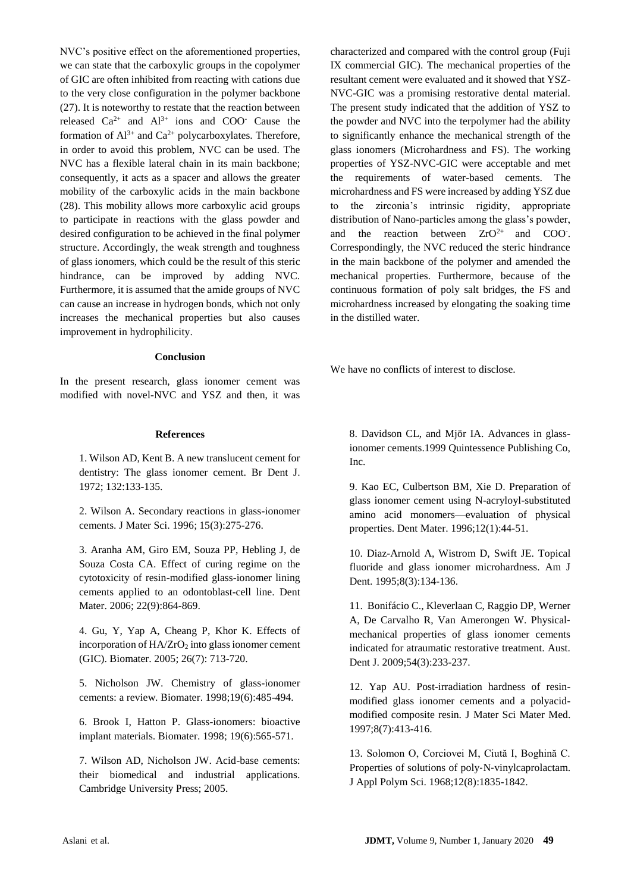NVC's positive effect on the aforementioned properties, we can state that the carboxylic groups in the copolymer of GIC are often inhibited from reacting with cations due to the very close configuration in the polymer backbone (27). It is noteworthy to restate that the reaction between released $Ca^{2+}$ and $Al^{3+}$ ions and $COO^-$ Cause the formation of $Al^{3+}$ and $Ca^{2+}$ polycarboxylates. Therefore, in order to avoid this problem, NVC can be used. The NVC has a flexible lateral chain in its main backbone; consequently, it acts as a spacer and allows the greater mobility of the carboxylic acids in the main backbone (28). This mobility allows more carboxylic acid groups to participate in reactions with the glass powder and desired configuration to be achieved in the final polymer structure. Accordingly, the weak strength and toughness of glass ionomers, which could be the result of this steric hindrance, can be improved by adding NVC. Furthermore, it is assumed that the amide groups of NVC can cause an increase in hydrogen bonds, which not only increases the mechanical properties but also causes improvement in hydrophilicity.

## Conclusion

In the present research, glass ionomer cement was modified with novel-NVC and YSZ and then, it was characterized and compared with the control group (Fuji IX commercial GIC). The mechanical properties of the resultant cement were evaluated and it showed that YSZ-NVC-GIC was a promising restorative dental material. The present study indicated that the addition of YSZ to the powder and NVC into the terpolymer had the ability to significantly enhance the mechanical strength of the glass ionomers (Microhardness and FS). The working properties of YSZ-NVC-GIC were acceptable and met the requirements of water-based cements. The microhardness and FS were increased by adding YSZ due to the zirconia's intrinsic rigidity, appropriate distribution of Nano-particles among the glass's powder, and the reaction between $ZrO^{2+}$ and $COO^-$. Correspondingly, the NVC reduced the steric hindrance in the main backbone of the polymer and amended the mechanical properties. Furthermore, because of the continuous formation of poly salt bridges, the FS and microhardness increased by elongating the soaking time in the distilled water.

We have no conflicts of interest to disclose.

## References

1. Wilson AD, Kent B. A new translucent cement for dentistry: The glass ionomer cement. Br Dent J. 1972; 132:133-135.

2. Wilson A. Secondary reactions in glass-ionomer cements. J Mater Sci. 1996; 15(3):275-276.

3. Aranha AM, Giro EM, Souza PP, Hebling J, de Souza Costa CA. Effect of curing regime on the cytotoxicity of resin-modified glass-ionomer lining cements applied to an odontoblast-cell line. Dent Mater. 2006; 22(9):864-869.

4. Gu, Y, Yap A, Cheang P, Khor K. Effects of incorporation of $HA/ZrO_2$ into glass ionomer cement (GIC). Biomater. 2005; 26(7): 713-720.

5. Nicholson JW. Chemistry of glass-ionomer cements: a review. Biomater. 1998;19(6):485-494.

6. Brook I, Hatton P. Glass-ionomers: bioactive implant materials. Biomater. 1998; 19(6):565-571.

7. Wilson AD, Nicholson JW. Acid-base cements: their biomedical and industrial applications. Cambridge University Press; 2005.

8. Davidson CL, and Mjör IA. Advances in glass-ionomer cements.1999 Quintessence Publishing Co, Inc.

9. Kao EC, Culbertson BM, Xie D. Preparation of glass ionomer cement using N-acryloyl-substituted amino acid monomers—evaluation of physical properties. Dent Mater. 1996;12(1):44-51.

10. Diaz-Arnold A, Wistrom D, Swift JE. Topical fluoride and glass ionomer microhardness. Am J Dent. 1995;8(3):134-136.

11. Bonifácio C., Kleverlaan C, Raggio DP, Werner A, De Carvalho R, Van Amerongen W. Physical-mechanical properties of glass ionomer cements indicated for atraumatic restorative treatment. Aust. Dent J. 2009;54(3):233-237.

12. Yap AU. Post-irradiation hardness of resin-modified glass ionomer cements and a polyacid-modified composite resin. J Mater Sci Mater Med. 1997;8(7):413-416.

13. Solomon O, Corciovei M, Ciută I, Boghină C. Properties of solutions of poly-N-vinylcaprolactam. J Appl Polym Sci. 1968;12(8):1835-1842.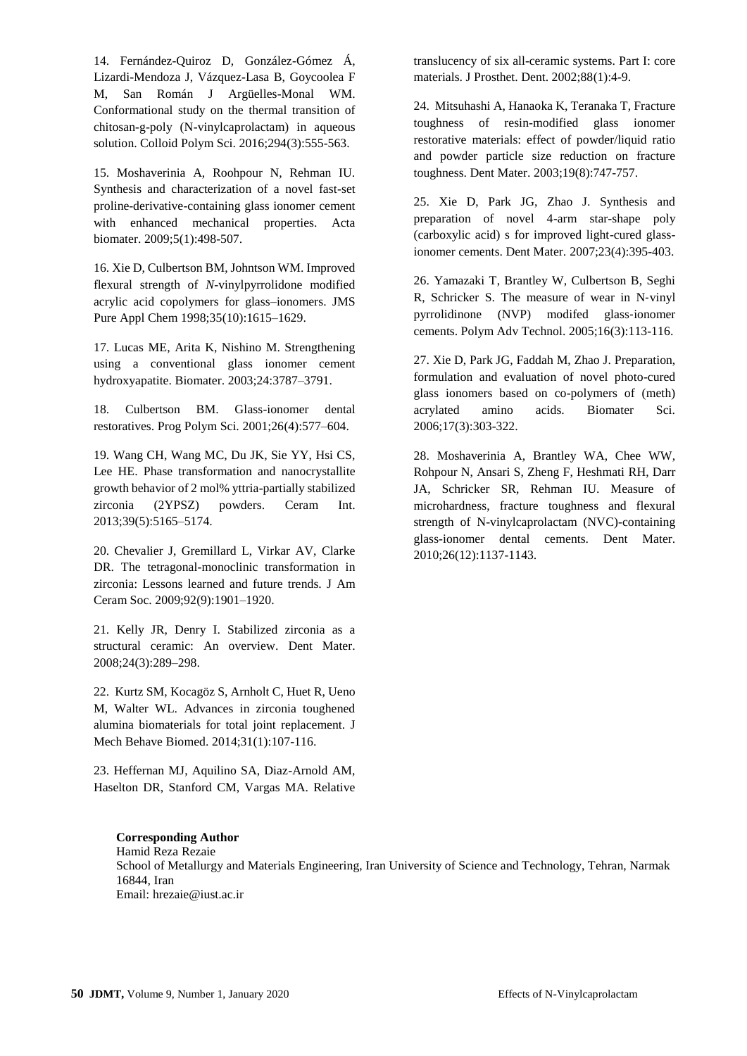14. Fernández-Quiroz D, González-Gómez Á, Lizardi-Mendoza J, Vázquez-Lasa B, Goycoolea F M, San Román J Argüelles-Monal WM. Conformational study on the thermal transition of chitosan-g-poly (N-vinylcaprolactam) in aqueous solution. Colloid Polym Sci. 2016;294(3):555-563.

15. Moshaverinia A, Roohpour N, Rehman IU. Synthesis and characterization of a novel fast-set proline-derivative-containing glass ionomer cement with enhanced mechanical properties. Acta biomater. 2009;5(1):498-507.

16. Xie D, Culbertson BM, Johntson WM. Improved flexural strength of *N*-vinylpyrrolidone modified acrylic acid copolymers for glass–ionomers. JMS Pure Appl Chem 1998;35(10):1615–1629.

17. Lucas ME, Arita K, Nishino M. Strengthening using a conventional glass ionomer cement hydroxyapatite. Biomater. 2003;24:3787–3791.

18. Culbertson BM. Glass-ionomer dental restoratives. Prog Polym Sci. 2001;26(4):577–604.

19. Wang CH, Wang MC, Du JK, Sie YY, Hsi CS, Lee HE. Phase transformation and nanocrystallite growth behavior of 2 mol% yttria-partially stabilized zirconia (2YPSZ) powders. Ceram Int. 2013;39(5):5165–5174.

20. Chevalier J, Gremillard L, Virkar AV, Clarke DR. The tetragonal-monoclinic transformation in zirconia: Lessons learned and future trends. J Am Ceram Soc. 2009;92(9):1901–1920.

21. Kelly JR, Denry I. Stabilized zirconia as a structural ceramic: An overview. Dent Mater. 2008;24(3):289–298.

22. Kurtz SM, Kocagöz S, Arnholt C, Huet R, Ueno M, Walter WL. Advances in zirconia toughened alumina biomaterials for total joint replacement. J Mech Behave Biomed. 2014;31(1):107-116.

23. Heffernan MJ, Aquilino SA, Diaz-Arnold AM, Haselton DR, Stanford CM, Vargas MA. Relative translucency of six all-ceramic systems. Part I: core materials. J Prosthet. Dent. 2002;88(1):4-9.

24. Mitsuhashi A, Hanaoka K, Teranaka T, Fracture toughness of resin-modified glass ionomer restorative materials: effect of powder/liquid ratio and powder particle size reduction on fracture toughness. Dent Mater. 2003;19(8):747-757.

25. Xie D, Park JG, Zhao J. Synthesis and preparation of novel 4-arm star-shape poly (carboxylic acid) s for improved light-cured glass-ionomer cements. Dent Mater. 2007;23(4):395-403.

26. Yamazaki T, Brantley W, Culbertson B, Seghi R, Schricker S. The measure of wear in N-vinyl pyrrolidinone (NVP) modifed glass-ionomer cements. Polym Adv Technol. 2005;16(3):113-116.

27. Xie D, Park JG, Faddah M, Zhao J. Preparation, formulation and evaluation of novel photo-cured glass ionomers based on co-polymers of (meth) acrylated amino acids. Biomater Sci. 2006;17(3):303-322.

28. Moshaverinia A, Brantley WA, Chee WW, Rohpour N, Ansari S, Zheng F, Heshmati RH, Darr JA, Schricker SR, Rehman IU. Measure of microhardness, fracture toughness and flexural strength of N-vinylcaprolactam (NVC)-containing glass-ionomer dental cements. Dent Mater. 2010;26(12):1137-1143.

**Corresponding Author**
Hamid Reza Rezaie
School of Metallurgy and Materials Engineering, Iran University of Science and Technology, Tehran, Narmak 16844, Iran
Email: hrezaie@iust.ac.ir